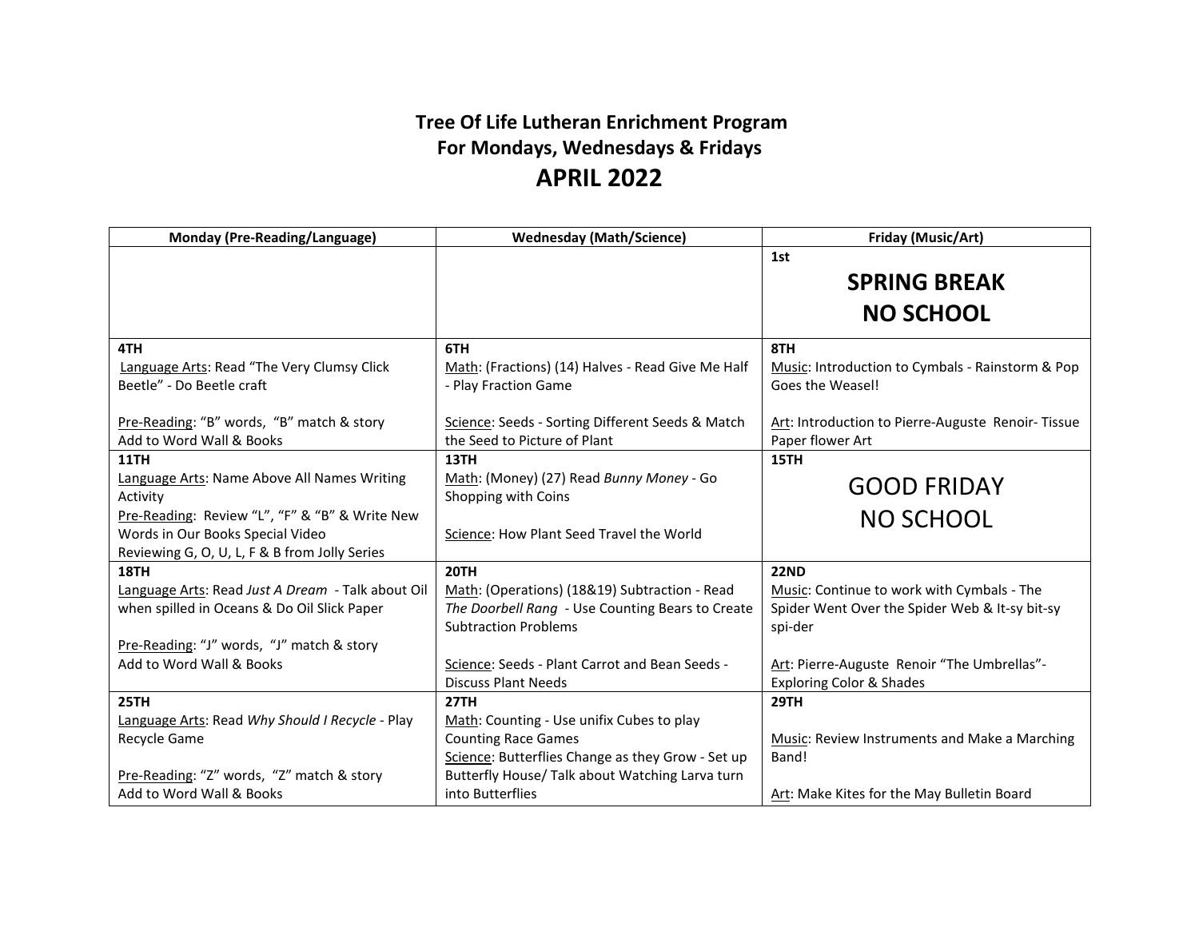# Tree Of Life Lutheran Enrichment Program
## For Mondays, Wednesdays & Fridays
## APRIL 2022

| Monday (Pre-Reading/Language) | Wednesday (Math/Science) | Friday (Music/Art) |
|---|---|---|
| | | **1st**<br>**SPRING BREAK**<br>**NO SCHOOL** |
| **4TH**<br>Language Arts: Read "The Very Clumsy Click Beetle" - Do Beetle craft<br><br>Pre-Reading: "B" words, "B" match & story<br>Add to Word Wall & Books | **6TH**<br>Math: (Fractions) (14) Halves - Read Give Me Half - Play Fraction Game<br><br>Science: Seeds - Sorting Different Seeds & Match the Seed to Picture of Plant | **8TH**<br>Music: Introduction to Cymbals - Rainstorm & Pop Goes the Weasel!<br><br>Art: Introduction to Pierre-Auguste Renoir- Tissue Paper flower Art |
| **11TH**<br>Language Arts: Name Above All Names Writing Activity<br>Pre-Reading: Review "L", "F" & "B" & Write New Words in Our Books Special Video<br>Reviewing G, O, U, L, F & B from Jolly Series | **13TH**<br>Math: (Money) (27) Read *Bunny Money* - Go Shopping with Coins<br><br>Science: How Plant Seed Travel the World | **15TH**<br>GOOD FRIDAY<br>NO SCHOOL |
| **18TH**<br>Language Arts: Read *Just A Dream* - Talk about Oil when spilled in Oceans & Do Oil Slick Paper<br><br>Pre-Reading: "J" words, "J" match & story<br>Add to Word Wall & Books | **20TH**<br>Math: (Operations) (18&19) Subtraction - Read *The Doorbell Rang* - Use Counting Bears to Create Subtraction Problems<br><br>Science: Seeds - Plant Carrot and Bean Seeds - Discuss Plant Needs | **22ND**<br>Music: Continue to work with Cymbals - The Spider Went Over the Spider Web & It-sy bit-sy spi-der<br><br>Art: Pierre-Auguste Renoir "The Umbrellas"- Exploring Color & Shades |
| **25TH**<br>Language Arts: Read *Why Should I Recycle* - Play Recycle Game<br><br>Pre-Reading: "Z" words, "Z" match & story<br>Add to Word Wall & Books | **27TH**<br>Math: Counting - Use unifix Cubes to play Counting Race Games<br>Science: Butterflies Change as they Grow - Set up Butterfly House/ Talk about Watching Larva turn into Butterflies | **29TH**<br><br>Music: Review Instruments and Make a Marching Band!<br><br>Art: Make Kites for the May Bulletin Board |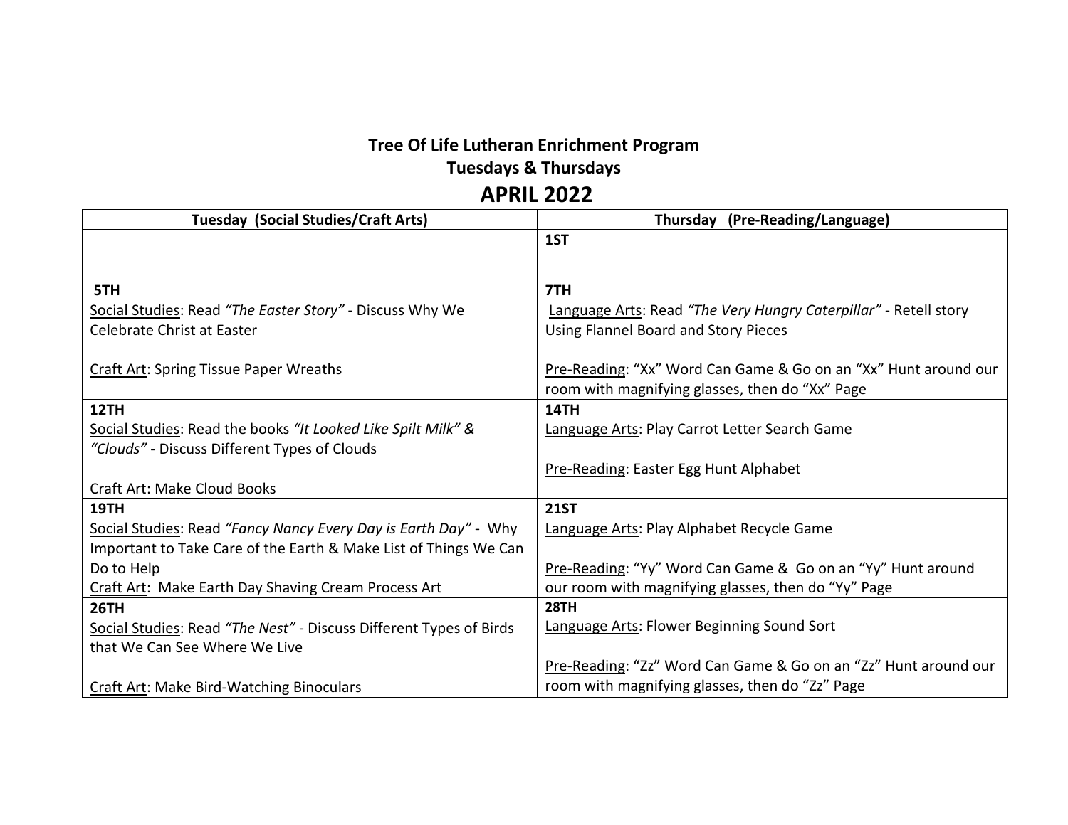**Tree Of Life Lutheran Enrichment Program**

**Tuesdays & Thursdays**

## APRIL 2022

| Tuesday (Social Studies/Craft Arts) | Thursday (Pre-Reading/Language) |
|---|---|
| | **1ST** |
| **5TH**<br>Social Studies: Read *"The Easter Story"* - Discuss Why We Celebrate Christ at Easter<br><br>Craft Art: Spring Tissue Paper Wreaths | **7TH**<br>Language Arts: Read *"The Very Hungry Caterpillar"* - Retell story Using Flannel Board and Story Pieces<br><br>Pre-Reading: "Xx" Word Can Game & Go on an "Xx" Hunt around our room with magnifying glasses, then do "Xx" Page |
| **12TH**<br>Social Studies: Read the books *"It Looked Like Spilt Milk" & "Clouds"* - Discuss Different Types of Clouds<br><br>Craft Art: Make Cloud Books | **14TH**<br>Language Arts: Play Carrot Letter Search Game<br><br>Pre-Reading: Easter Egg Hunt Alphabet |
| **19TH**<br>Social Studies: Read *"Fancy Nancy Every Day is Earth Day"* - Why Important to Take Care of the Earth & Make List of Things We Can Do to Help<br>Craft Art: Make Earth Day Shaving Cream Process Art | **21ST**<br>Language Arts: Play Alphabet Recycle Game<br><br>Pre-Reading: "Yy" Word Can Game & Go on an "Yy" Hunt around our room with magnifying glasses, then do "Yy" Page |
| **26TH**<br>Social Studies: Read *"The Nest"* - Discuss Different Types of Birds that We Can See Where We Live<br><br>Craft Art: Make Bird-Watching Binoculars | **28TH**<br>Language Arts: Flower Beginning Sound Sort<br><br>Pre-Reading: "Zz" Word Can Game & Go on an "Zz" Hunt around our room with magnifying glasses, then do "Zz" Page |